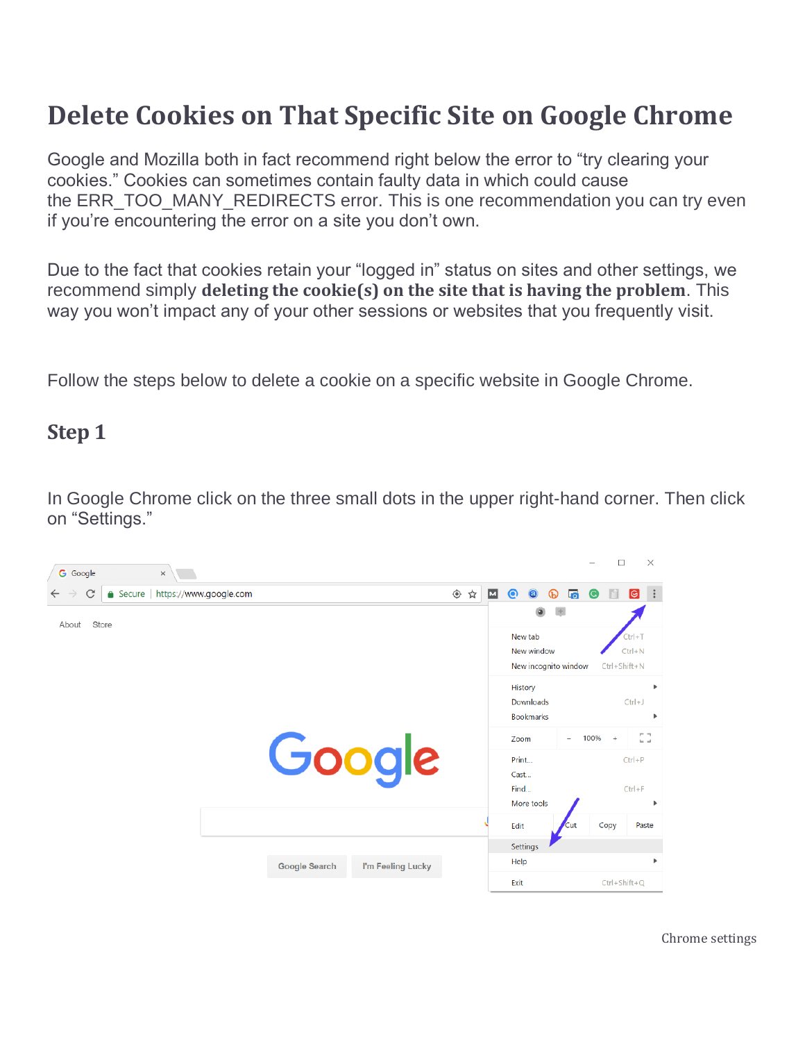# Delete Cookies on That Specific Site on Google Chrome

Google and Mozilla both in fact recommend right below the error to “try clearing your cookies.” Cookies can sometimes contain faulty data in which could cause the ERR_TOO_MANY_REDIRECTS error. This is one recommendation you can try even if you’re encountering the error on a site you don’t own.

Due to the fact that cookies retain your “logged in” status on sites and other settings, we recommend simply **deleting the cookie(s) on the site that is having the problem**. This way you won’t impact any of your other sessions or websites that you frequently visit.

Follow the steps below to delete a cookie on a specific website in Google Chrome.

## Step 1

In Google Chrome click on the three small dots in the upper right-hand corner. Then click on “Settings.”

Chrome settings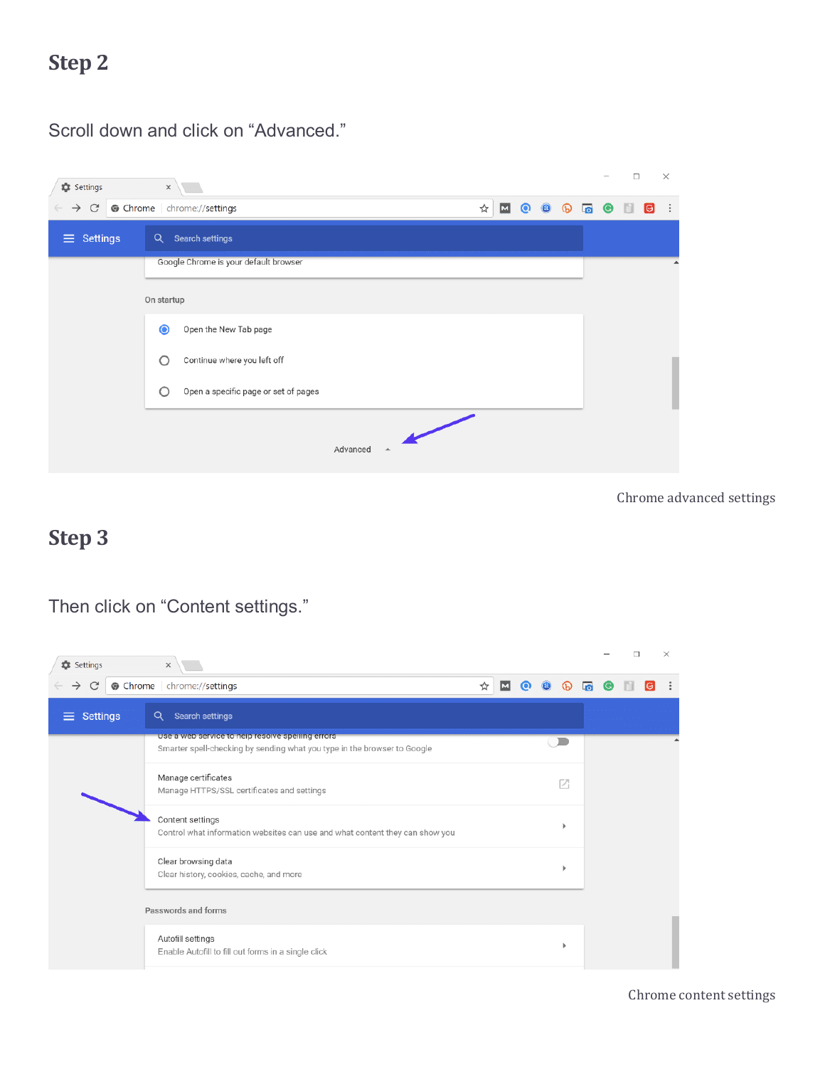## Step 2

Scroll down and click on "Advanced."

Chrome advanced settings

## Step 3

Then click on "Content settings."

Chrome content settings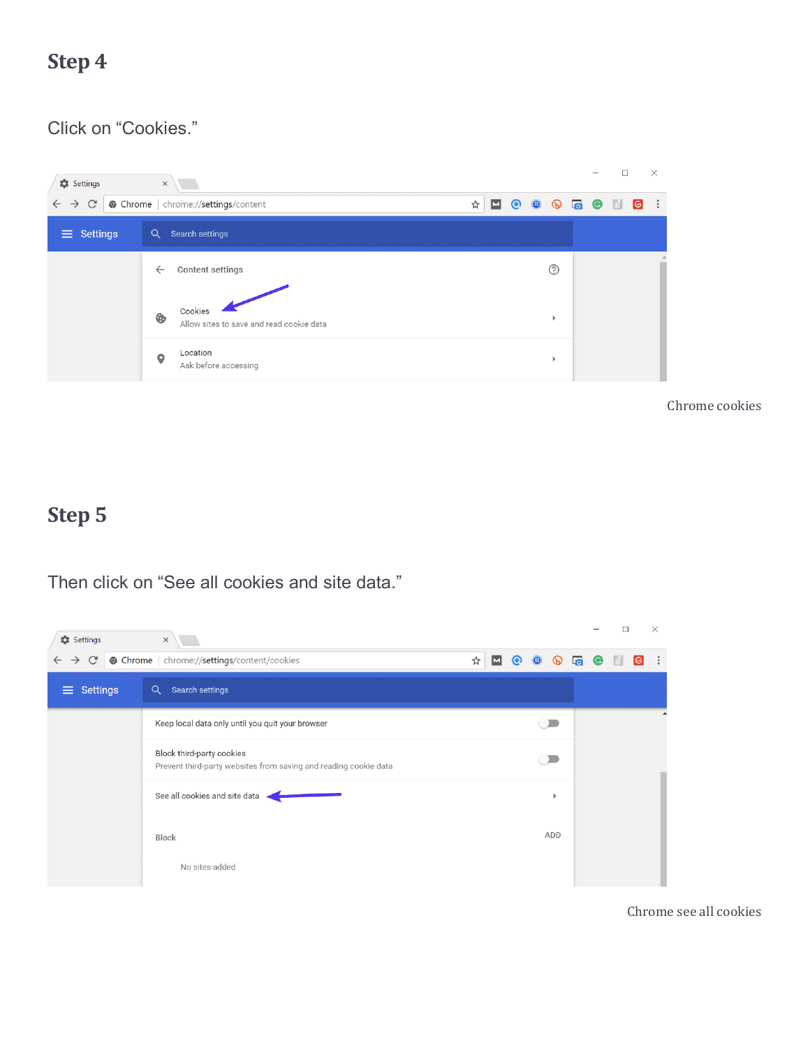## Step 4

Click on "Cookies."

Chrome cookies

## Step 5

Then click on "See all cookies and site data."

Chrome see all cookies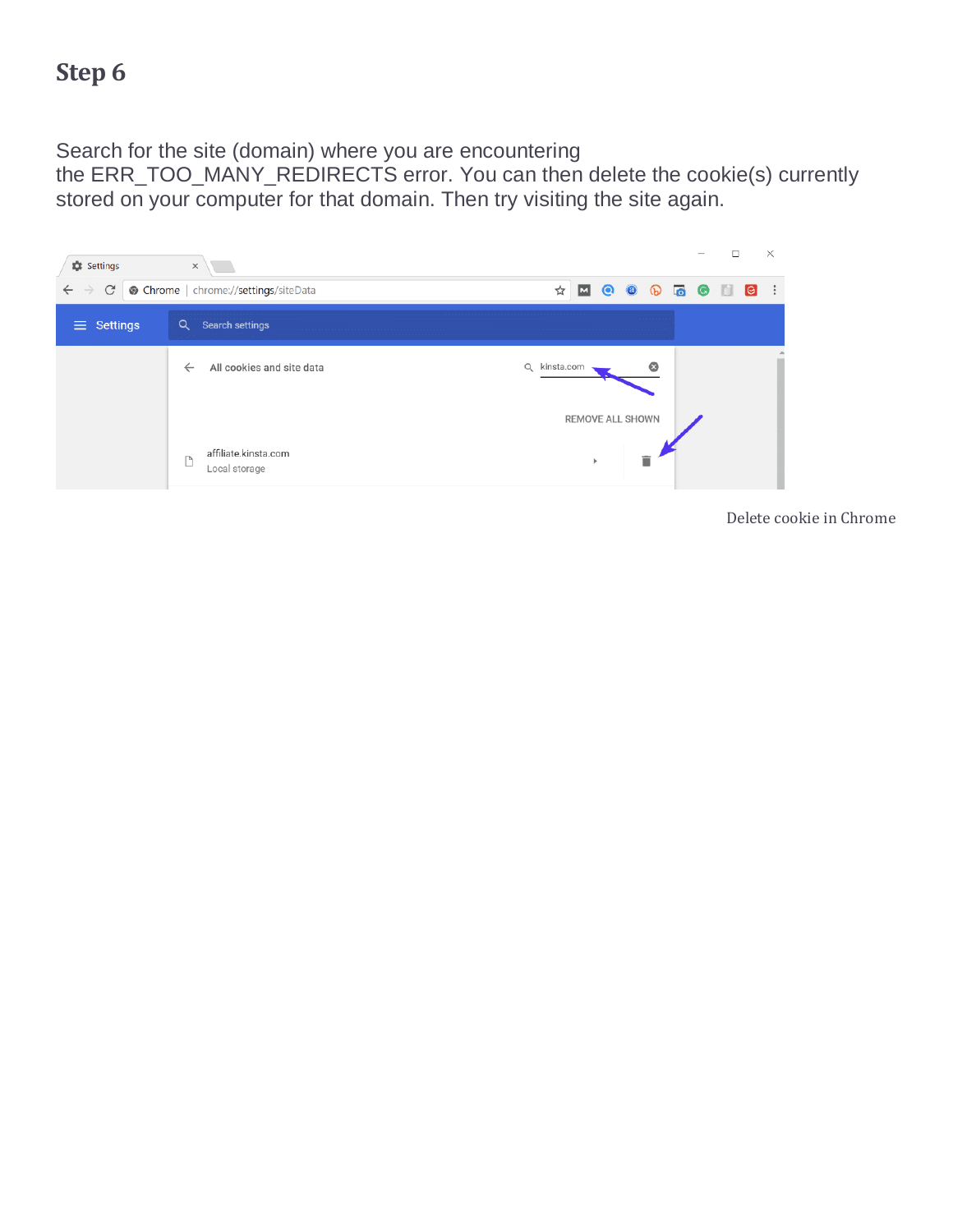## Step 6

Search for the site (domain) where you are encountering the ERR_TOO_MANY_REDIRECTS error. You can then delete the cookie(s) currently stored on your computer for that domain. Then try visiting the site again.

Delete cookie in Chrome